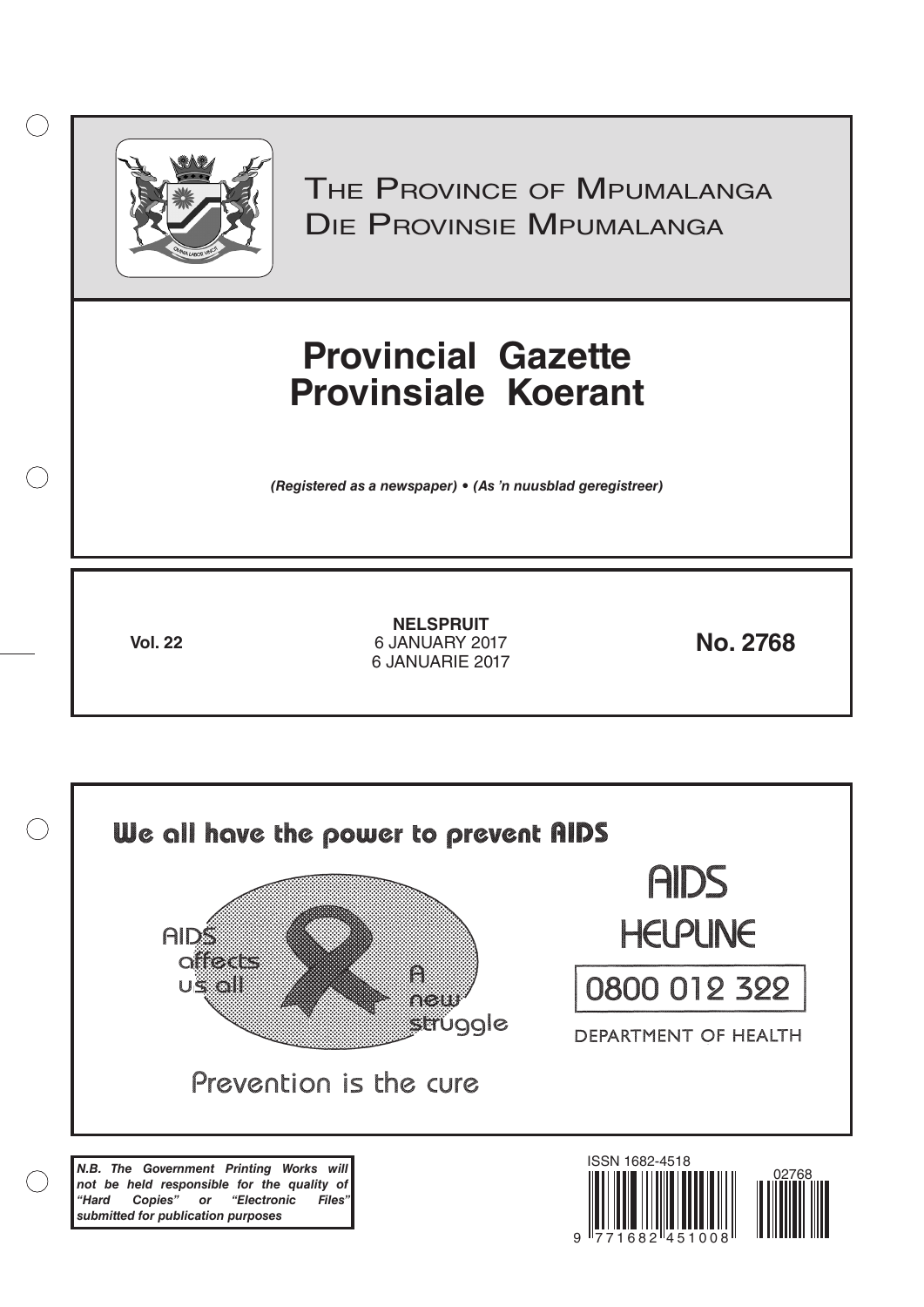# The Province of Mpumalanga
# Die Provinsie Mpumalanga

# Provincial Gazette
# Provinsiale Koerant

*(Registered as a newspaper) • (As 'n nuusblad geregistreer)*

| Vol. 22 | NELSPRUIT<br>6 JANUARY 2017<br>6 JANUARIE 2017 | No. 2768 |
|---|---|---|

## We all have the power to prevent AIDS

AIDS affects us all

A new struggle

Prevention is the cure

AIDS HELPLINE

0800 012 322

DEPARTMENT OF HEALTH

***N.B. The Government Printing Works will not be held responsible for the quality of "Hard Copies" or "Electronic Files" submitted for publication purposes***

ISSN 1682-4518

9 771682 451008

02768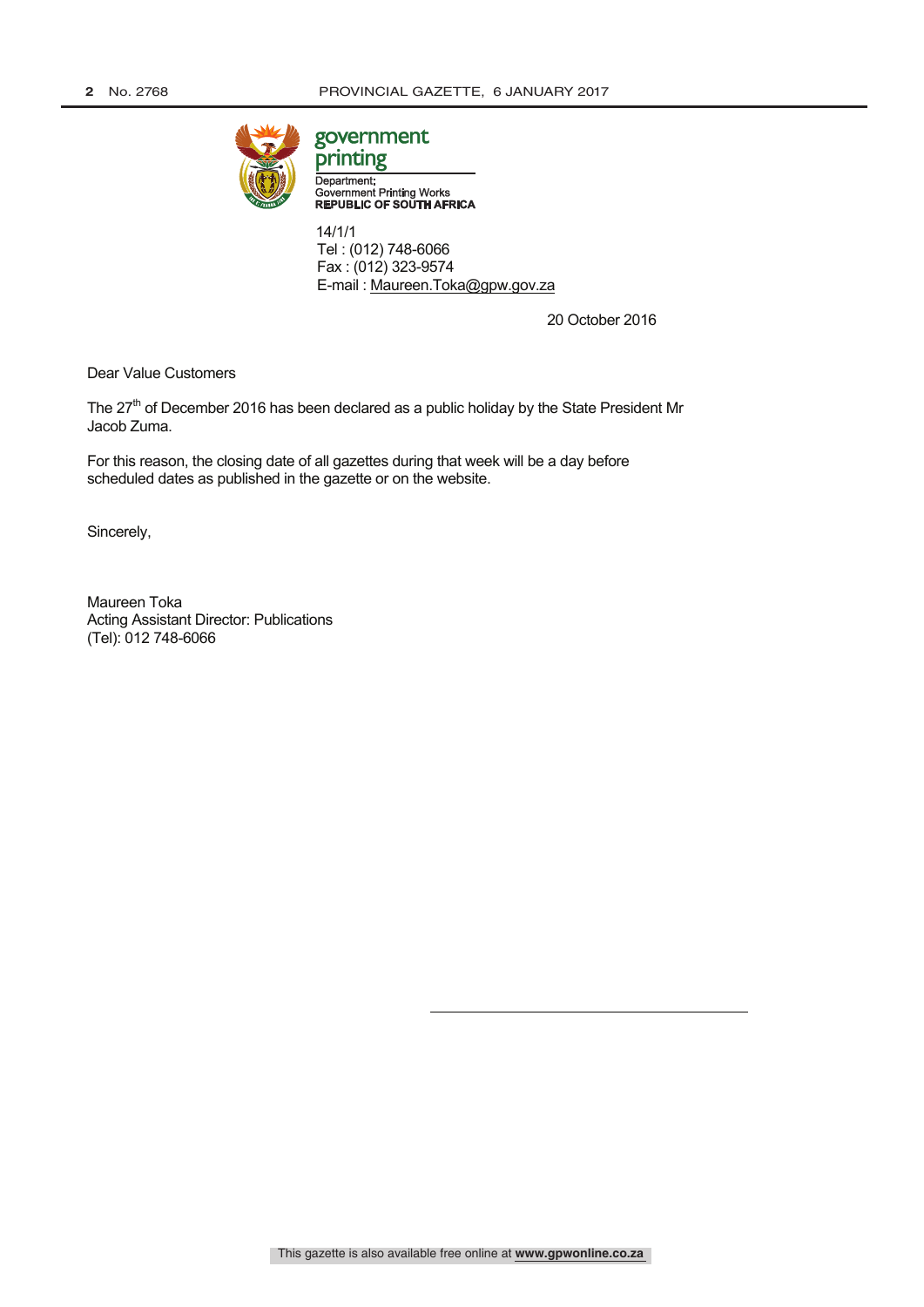government
printing

Department:
Government Printing Works
**REPUBLIC OF SOUTH AFRICA**

14/1/1
Tel : (012) 748-6066
Fax : (012) 323-9574
E-mail : Maureen.Toka@gpw.gov.za

20 October 2016

Dear Value Customers

The 27th of December 2016 has been declared as a public holiday by the State President Mr Jacob Zuma.

For this reason, the closing date of all gazettes during that week will be a day before scheduled dates as published in the gazette or on the website.

Sincerely,

Maureen Toka
Acting Assistant Director: Publications
(Tel): 012 748-6066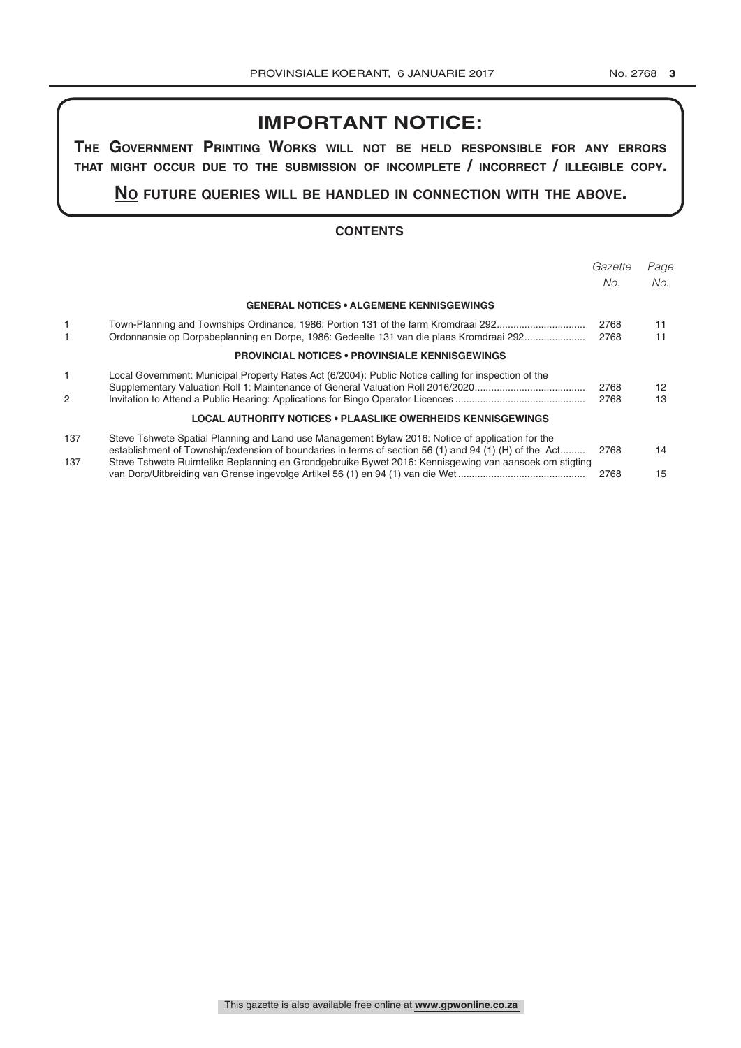## IMPORTANT NOTICE:

**THE GOVERNMENT PRINTING WORKS WILL NOT BE HELD RESPONSIBLE FOR ANY ERRORS THAT MIGHT OCCUR DUE TO THE SUBMISSION OF INCOMPLETE / INCORRECT / ILLEGIBLE COPY.**

**NO FUTURE QUERIES WILL BE HANDLED IN CONNECTION WITH THE ABOVE.**

### CONTENTS

| | | *Gazette No.* | *Page No.* |
|---|---|---|---|
| | **GENERAL NOTICES • ALGEMENE KENNISGEWINGS** | | |
| 1 | Town-Planning and Townships Ordinance, 1986: Portion 131 of the farm Kromdraai 292 | 2768 | 11 |
| 1 | Ordonnansie op Dorpsbeplanning en Dorpe, 1986: Gedeelte 131 van die plaas Kromdraai 292 | 2768 | 11 |
| | **PROVINCIAL NOTICES • PROVINSIALE KENNISGEWINGS** | | |
| 1 | Local Government: Municipal Property Rates Act (6/2004): Public Notice calling for inspection of the Supplementary Valuation Roll 1: Maintenance of General Valuation Roll 2016/2020 | 2768 | 12 |
| 2 | Invitation to Attend a Public Hearing: Applications for Bingo Operator Licences | 2768 | 13 |
| | **LOCAL AUTHORITY NOTICES • PLAASLIKE OWERHEIDS KENNISGEWINGS** | | |
| 137 | Steve Tshwete Spatial Planning and Land use Management Bylaw 2016: Notice of application for the establishment of Township/extension of boundaries in terms of section 56 (1) and 94 (1) (H) of the Act | 2768 | 14 |
| 137 | Steve Tshwete Ruimtelike Beplanning en Grondgebruike Bywet 2016: Kennisgewing van aansoek om stigting van Dorp/Uitbreiding van Grense ingevolge Artikel 56 (1) en 94 (1) van die Wet | 2768 | 15 |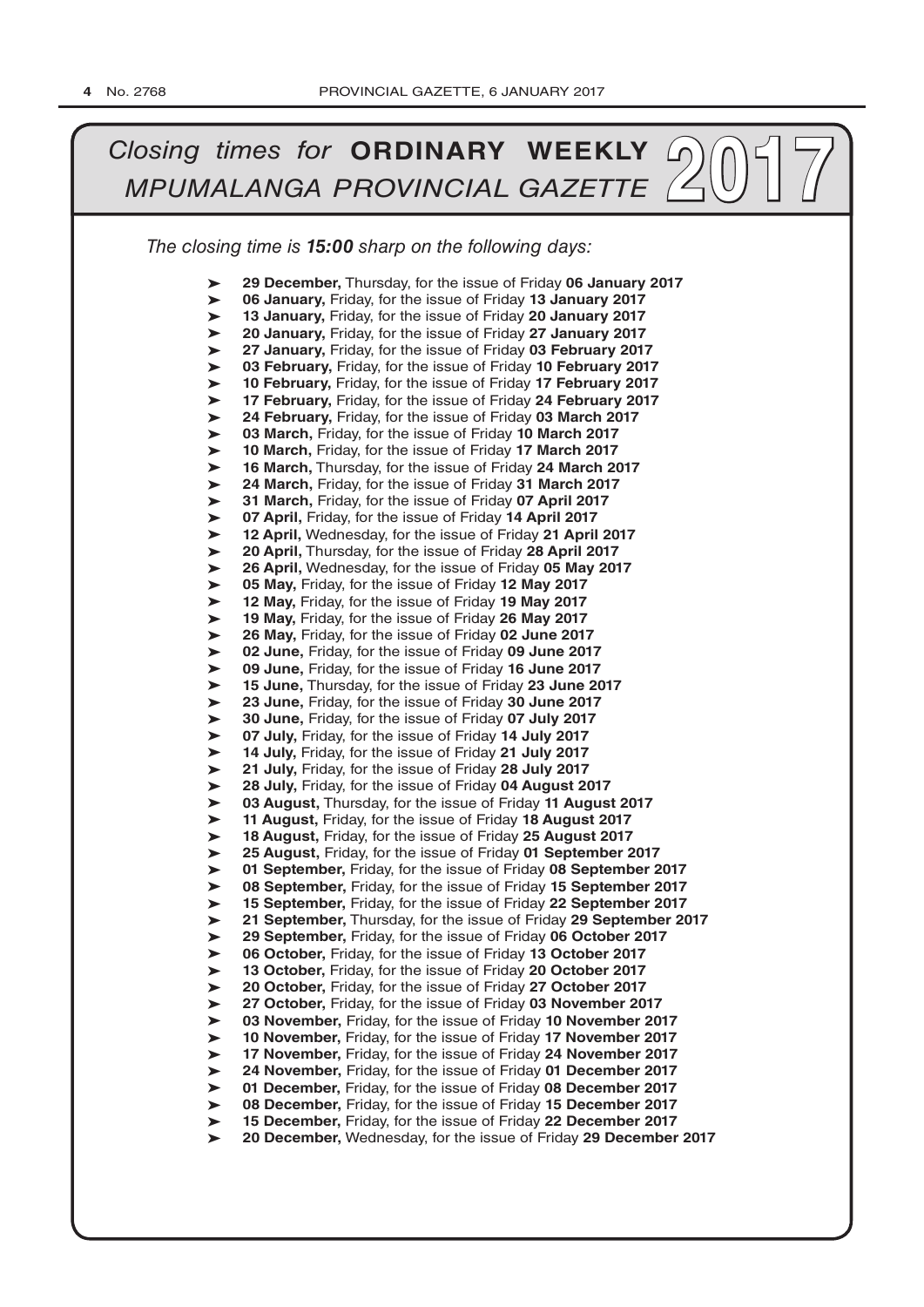# *Closing times for* **ORDINARY WEEKLY** *MPUMALANGA PROVINCIAL GAZETTE* 2017

*The closing time is **15:00** sharp on the following days:*

- **29 December,** Thursday, for the issue of Friday **06 January 2017**
- **06 January,** Friday, for the issue of Friday **13 January 2017**
- **13 January,** Friday, for the issue of Friday **20 January 2017**
- **20 January,** Friday, for the issue of Friday **27 January 2017**
- **27 January,** Friday, for the issue of Friday **03 February 2017**
- **03 February,** Friday, for the issue of Friday **10 February 2017**
- **10 February,** Friday, for the issue of Friday **17 February 2017**
- **17 February,** Friday, for the issue of Friday **24 February 2017**
- **24 February,** Friday, for the issue of Friday **03 March 2017**
- **03 March,** Friday, for the issue of Friday **10 March 2017**
- **10 March,** Friday, for the issue of Friday **17 March 2017**
- **16 March,** Thursday, for the issue of Friday **24 March 2017**
- **24 March,** Friday, for the issue of Friday **31 March 2017**
- **31 March,** Friday, for the issue of Friday **07 April 2017**
- **07 April,** Friday, for the issue of Friday **14 April 2017**
- **12 April,** Wednesday, for the issue of Friday **21 April 2017**
- **20 April,** Thursday, for the issue of Friday **28 April 2017**
- **26 April,** Wednesday, for the issue of Friday **05 May 2017**
- **05 May,** Friday, for the issue of Friday **12 May 2017**
- **12 May,** Friday, for the issue of Friday **19 May 2017**
- **19 May,** Friday, for the issue of Friday **26 May 2017**
- **26 May,** Friday, for the issue of Friday **02 June 2017**
- **02 June,** Friday, for the issue of Friday **09 June 2017**
- **09 June,** Friday, for the issue of Friday **16 June 2017**
- **15 June,** Thursday, for the issue of Friday **23 June 2017**
- **23 June,** Friday, for the issue of Friday **30 June 2017**
- **30 June,** Friday, for the issue of Friday **07 July 2017**
- **07 July,** Friday, for the issue of Friday **14 July 2017**
- **14 July,** Friday, for the issue of Friday **21 July 2017**
- **21 July,** Friday, for the issue of Friday **28 July 2017**
- **28 July,** Friday, for the issue of Friday **04 August 2017**
- **03 August,** Thursday, for the issue of Friday **11 August 2017**
- **11 August,** Friday, for the issue of Friday **18 August 2017**
- **18 August,** Friday, for the issue of Friday **25 August 2017**
- **25 August,** Friday, for the issue of Friday **01 September 2017**
- **01 September,** Friday, for the issue of Friday **08 September 2017**
- **08 September,** Friday, for the issue of Friday **15 September 2017**
- **15 September,** Friday, for the issue of Friday **22 September 2017**
- **21 September,** Thursday, for the issue of Friday **29 September 2017**
- **29 September,** Friday, for the issue of Friday **06 October 2017**
- **06 October,** Friday, for the issue of Friday **13 October 2017**
- **13 October,** Friday, for the issue of Friday **20 October 2017**
- **20 October,** Friday, for the issue of Friday **27 October 2017**
- **27 October,** Friday, for the issue of Friday **03 November 2017**
- **03 November,** Friday, for the issue of Friday **10 November 2017**
- **10 November,** Friday, for the issue of Friday **17 November 2017**
- **17 November,** Friday, for the issue of Friday **24 November 2017**
- **24 November,** Friday, for the issue of Friday **01 December 2017**
- **01 December,** Friday, for the issue of Friday **08 December 2017**
- **08 December,** Friday, for the issue of Friday **15 December 2017**
- **15 December,** Friday, for the issue of Friday **22 December 2017**
- **20 December,** Wednesday, for the issue of Friday **29 December 2017**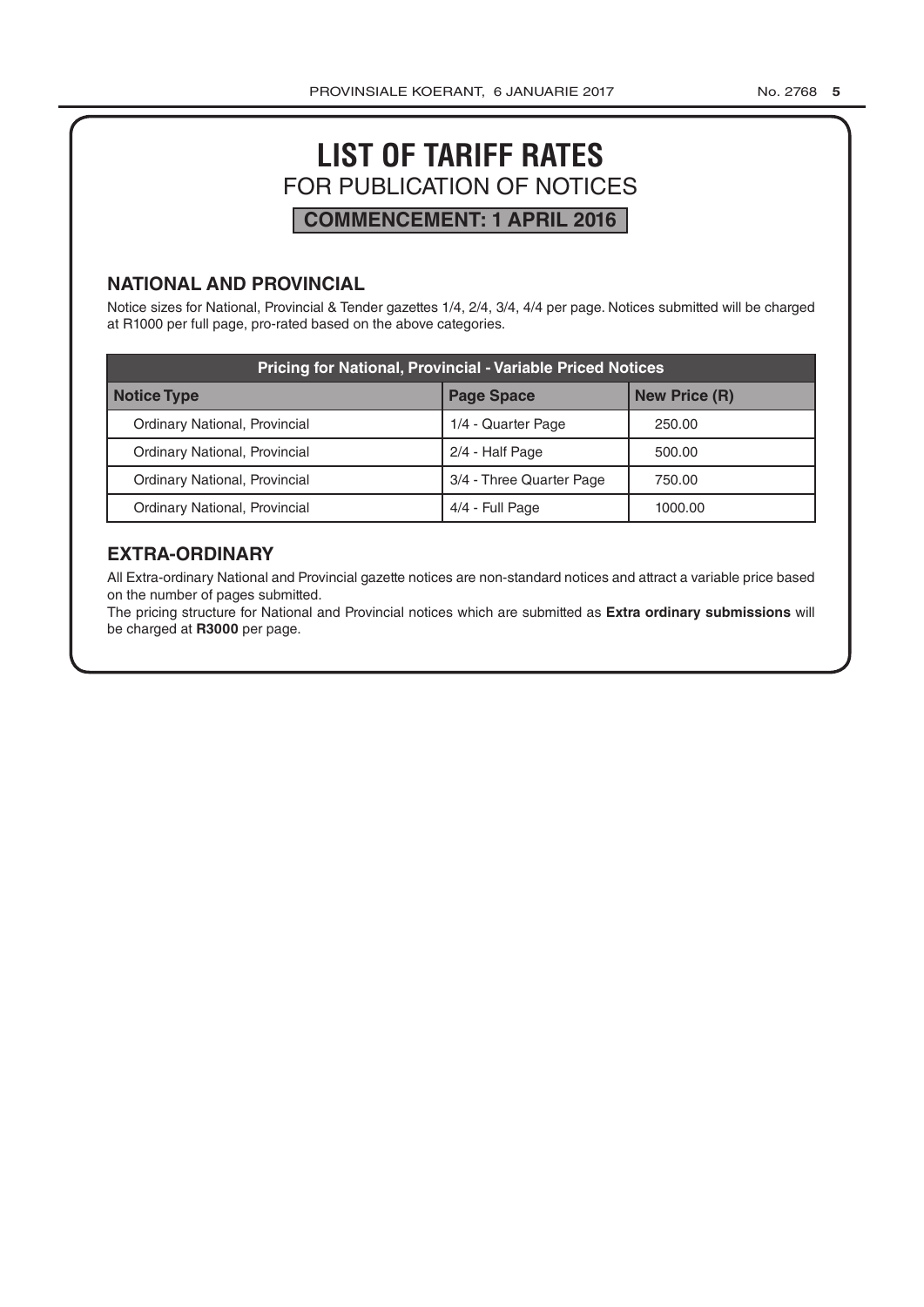# LIST OF TARIFF RATES

## FOR PUBLICATION OF NOTICES

**COMMENCEMENT: 1 APRIL 2016**

### NATIONAL AND PROVINCIAL

Notice sizes for National, Provincial & Tender gazettes 1/4, 2/4, 3/4, 4/4 per page. Notices submitted will be charged at R1000 per full page, pro-rated based on the above categories.

| Pricing for National, Provincial - Variable Priced Notices | | |
|---|---|---|
| **Notice Type** | **Page Space** | **New Price (R)** |
| Ordinary National, Provincial | 1/4 - Quarter Page | 250.00 |
| Ordinary National, Provincial | 2/4 - Half Page | 500.00 |
| Ordinary National, Provincial | 3/4 - Three Quarter Page | 750.00 |
| Ordinary National, Provincial | 4/4 - Full Page | 1000.00 |

### EXTRA-ORDINARY

All Extra-ordinary National and Provincial gazette notices are non-standard notices and attract a variable price based on the number of pages submitted.

The pricing structure for National and Provincial notices which are submitted as **Extra ordinary submissions** will be charged at **R3000** per page.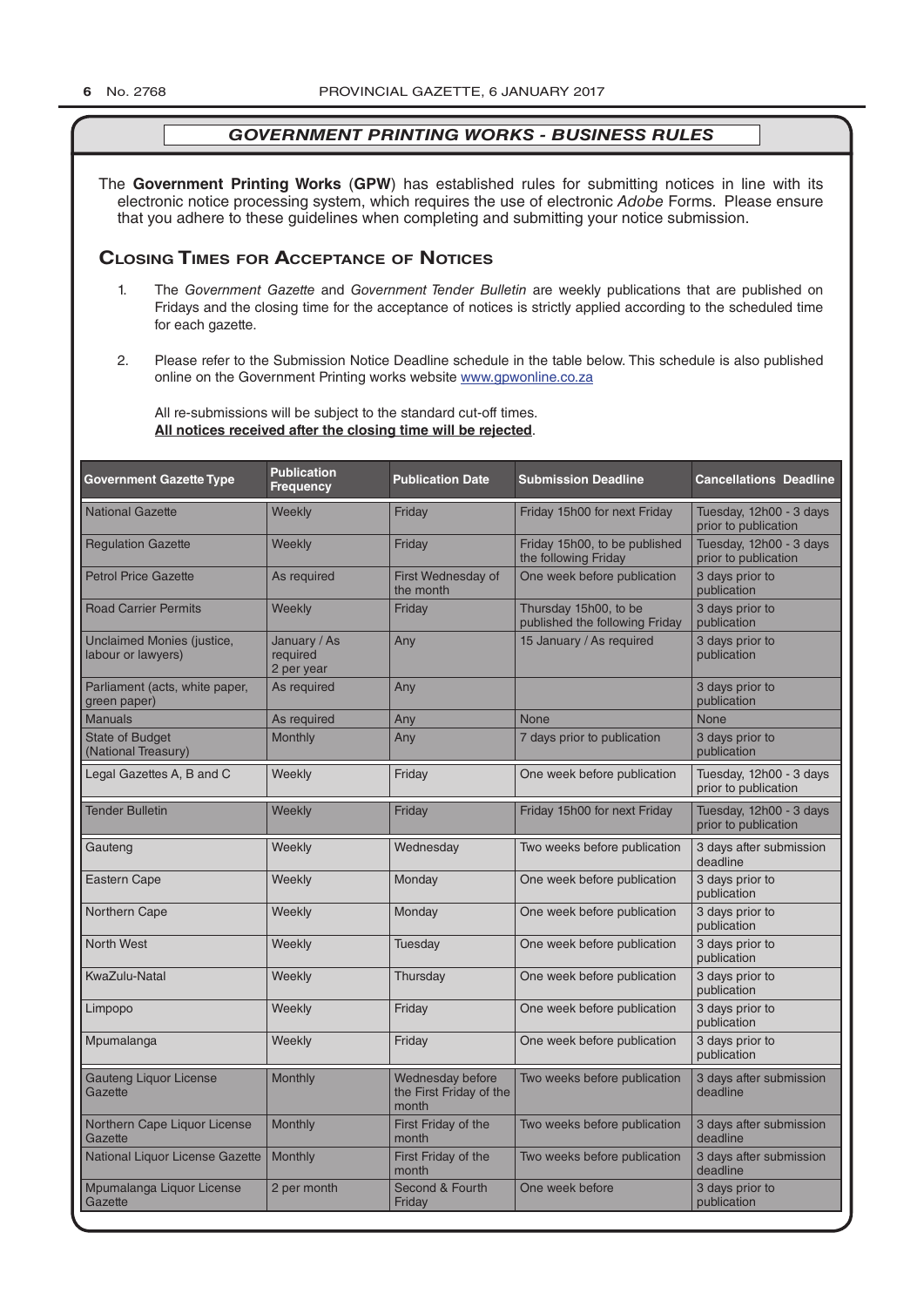## GOVERNMENT PRINTING WORKS - BUSINESS RULES

The **Government Printing Works** (**GPW**) has established rules for submitting notices in line with its electronic notice processing system, which requires the use of electronic *Adobe* Forms. Please ensure that you adhere to these guidelines when completing and submitting your notice submission.

### Closing Times for Acceptance of Notices

1. The *Government Gazette* and *Government Tender Bulletin* are weekly publications that are published on Fridays and the closing time for the acceptance of notices is strictly applied according to the scheduled time for each gazette.

2. Please refer to the Submission Notice Deadline schedule in the table below. This schedule is also published online on the Government Printing works website www.gpwonline.co.za

All re-submissions will be subject to the standard cut-off times.
**All notices received after the closing time will be rejected**.

| Government Gazette Type | Publication Frequency | Publication Date | Submission Deadline | Cancellations Deadline |
|---|---|---|---|---|
| National Gazette | Weekly | Friday | Friday 15h00 for next Friday | Tuesday, 12h00 - 3 days prior to publication |
| Regulation Gazette | Weekly | Friday | Friday 15h00, to be published the following Friday | Tuesday, 12h00 - 3 days prior to publication |
| Petrol Price Gazette | As required | First Wednesday of the month | One week before publication | 3 days prior to publication |
| Road Carrier Permits | Weekly | Friday | Thursday 15h00, to be published the following Friday | 3 days prior to publication |
| Unclaimed Monies (justice, labour or lawyers) | January / As required 2 per year | Any | 15 January / As required | 3 days prior to publication |
| Parliament (acts, white paper, green paper) | As required | Any | | 3 days prior to publication |
| Manuals | As required | Any | None | None |
| State of Budget (National Treasury) | Monthly | Any | 7 days prior to publication | 3 days prior to publication |
| Legal Gazettes A, B and C | Weekly | Friday | One week before publication | Tuesday, 12h00 - 3 days prior to publication |
| Tender Bulletin | Weekly | Friday | Friday 15h00 for next Friday | Tuesday, 12h00 - 3 days prior to publication |
| Gauteng | Weekly | Wednesday | Two weeks before publication | 3 days after submission deadline |
| Eastern Cape | Weekly | Monday | One week before publication | 3 days prior to publication |
| Northern Cape | Weekly | Monday | One week before publication | 3 days prior to publication |
| North West | Weekly | Tuesday | One week before publication | 3 days prior to publication |
| KwaZulu-Natal | Weekly | Thursday | One week before publication | 3 days prior to publication |
| Limpopo | Weekly | Friday | One week before publication | 3 days prior to publication |
| Mpumalanga | Weekly | Friday | One week before publication | 3 days prior to publication |
| Gauteng Liquor License Gazette | Monthly | Wednesday before the First Friday of the month | Two weeks before publication | 3 days after submission deadline |
| Northern Cape Liquor License Gazette | Monthly | First Friday of the month | Two weeks before publication | 3 days after submission deadline |
| National Liquor License Gazette | Monthly | First Friday of the month | Two weeks before publication | 3 days after submission deadline |
| Mpumalanga Liquor License Gazette | 2 per month | Second & Fourth Friday | One week before | 3 days prior to publication |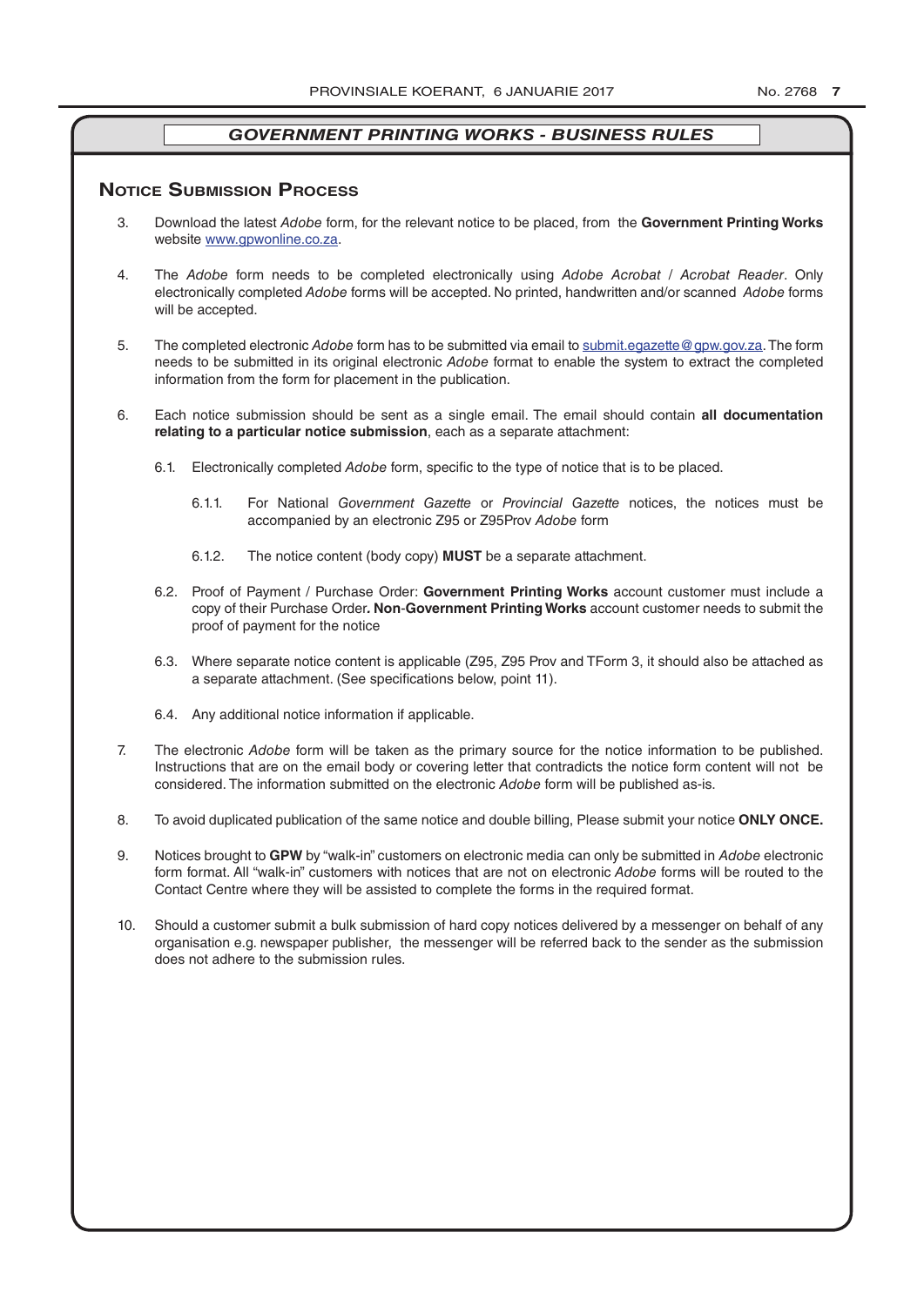## *GOVERNMENT PRINTING WORKS - BUSINESS RULES*

### Notice Submission Process

3. Download the latest *Adobe* form, for the relevant notice to be placed, from the **Government Printing Works** website www.gpwonline.co.za.

4. The *Adobe* form needs to be completed electronically using *Adobe Acrobat* / *Acrobat Reader*. Only electronically completed *Adobe* forms will be accepted. No printed, handwritten and/or scanned *Adobe* forms will be accepted.

5. The completed electronic *Adobe* form has to be submitted via email to submit.egazette@gpw.gov.za. The form needs to be submitted in its original electronic *Adobe* format to enable the system to extract the completed information from the form for placement in the publication.

6. Each notice submission should be sent as a single email. The email should contain **all documentation relating to a particular notice submission**, each as a separate attachment:

   6.1. Electronically completed *Adobe* form, specific to the type of notice that is to be placed.

   6.1.1. For National *Government Gazette* or *Provincial Gazette* notices, the notices must be accompanied by an electronic Z95 or Z95Prov *Adobe* form

   6.1.2. The notice content (body copy) **MUST** be a separate attachment.

   6.2. Proof of Payment / Purchase Order: **Government Printing Works** account customer must include a copy of their Purchase Order**. Non**-**Government Printing Works** account customer needs to submit the proof of payment for the notice

   6.3. Where separate notice content is applicable (Z95, Z95 Prov and TForm 3, it should also be attached as a separate attachment. (See specifications below, point 11).

   6.4. Any additional notice information if applicable.

7. The electronic *Adobe* form will be taken as the primary source for the notice information to be published. Instructions that are on the email body or covering letter that contradicts the notice form content will not be considered. The information submitted on the electronic *Adobe* form will be published as-is.

8. To avoid duplicated publication of the same notice and double billing, Please submit your notice **ONLY ONCE.**

9. Notices brought to **GPW** by "walk-in" customers on electronic media can only be submitted in *Adobe* electronic form format. All "walk-in" customers with notices that are not on electronic *Adobe* forms will be routed to the Contact Centre where they will be assisted to complete the forms in the required format.

10. Should a customer submit a bulk submission of hard copy notices delivered by a messenger on behalf of any organisation e.g. newspaper publisher, the messenger will be referred back to the sender as the submission does not adhere to the submission rules.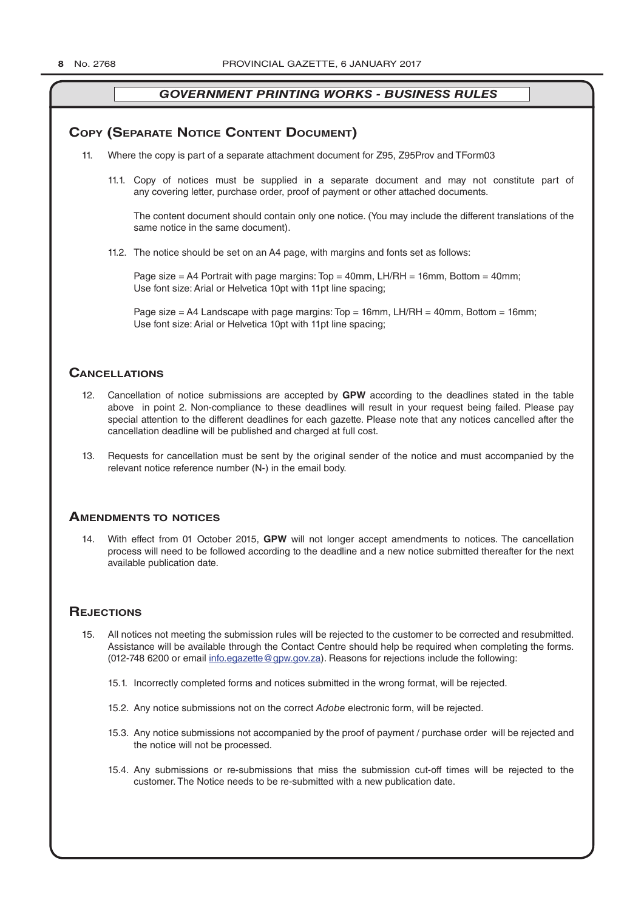## GOVERNMENT PRINTING WORKS - BUSINESS RULES

## Copy (Separate Notice Content Document)

11. Where the copy is part of a separate attachment document for Z95, Z95Prov and TForm03

    11.1. Copy of notices must be supplied in a separate document and may not constitute part of any covering letter, purchase order, proof of payment or other attached documents.

    The content document should contain only one notice. (You may include the different translations of the same notice in the same document).

    11.2. The notice should be set on an A4 page, with margins and fonts set as follows:

    Page size = A4 Portrait with page margins: Top = 40mm, LH/RH = 16mm, Bottom = 40mm;
    Use font size: Arial or Helvetica 10pt with 11pt line spacing;

    Page size = A4 Landscape with page margins: Top = 16mm, LH/RH = 40mm, Bottom = 16mm;
    Use font size: Arial or Helvetica 10pt with 11pt line spacing;

## Cancellations

12. Cancellation of notice submissions are accepted by **GPW** according to the deadlines stated in the table above in point 2. Non-compliance to these deadlines will result in your request being failed. Please pay special attention to the different deadlines for each gazette. Please note that any notices cancelled after the cancellation deadline will be published and charged at full cost.

13. Requests for cancellation must be sent by the original sender of the notice and must accompanied by the relevant notice reference number (N-) in the email body.

## Amendments to notices

14. With effect from 01 October 2015, **GPW** will not longer accept amendments to notices. The cancellation process will need to be followed according to the deadline and a new notice submitted thereafter for the next available publication date.

## Rejections

15. All notices not meeting the submission rules will be rejected to the customer to be corrected and resubmitted. Assistance will be available through the Contact Centre should help be required when completing the forms. (012-748 6200 or email info.egazette@gpw.gov.za). Reasons for rejections include the following:

    15.1. Incorrectly completed forms and notices submitted in the wrong format, will be rejected.

    15.2. Any notice submissions not on the correct *Adobe* electronic form, will be rejected.

    15.3. Any notice submissions not accompanied by the proof of payment / purchase order will be rejected and the notice will not be processed.

    15.4. Any submissions or re-submissions that miss the submission cut-off times will be rejected to the customer. The Notice needs to be re-submitted with a new publication date.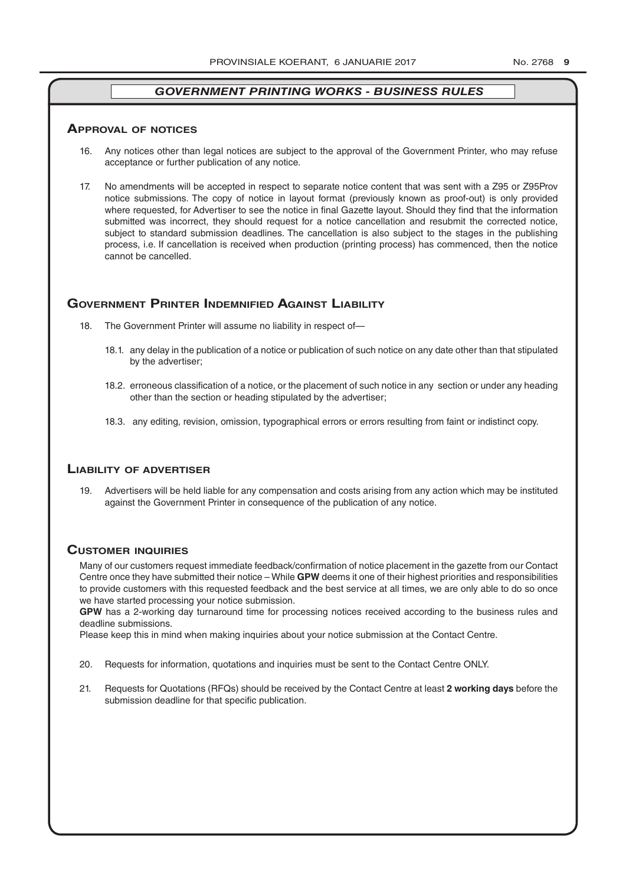## *GOVERNMENT PRINTING WORKS - BUSINESS RULES*

### Approval of notices

16. Any notices other than legal notices are subject to the approval of the Government Printer, who may refuse acceptance or further publication of any notice.

17. No amendments will be accepted in respect to separate notice content that was sent with a Z95 or Z95Prov notice submissions. The copy of notice in layout format (previously known as proof-out) is only provided where requested, for Advertiser to see the notice in final Gazette layout. Should they find that the information submitted was incorrect, they should request for a notice cancellation and resubmit the corrected notice, subject to standard submission deadlines. The cancellation is also subject to the stages in the publishing process, i.e. If cancellation is received when production (printing process) has commenced, then the notice cannot be cancelled.

### Government Printer Indemnified Against Liability

18. The Government Printer will assume no liability in respect of—

    18.1. any delay in the publication of a notice or publication of such notice on any date other than that stipulated by the advertiser;

    18.2. erroneous classification of a notice, or the placement of such notice in any section or under any heading other than the section or heading stipulated by the advertiser;

    18.3. any editing, revision, omission, typographical errors or errors resulting from faint or indistinct copy.

### Liability of advertiser

19. Advertisers will be held liable for any compensation and costs arising from any action which may be instituted against the Government Printer in consequence of the publication of any notice.

### Customer inquiries

Many of our customers request immediate feedback/confirmation of notice placement in the gazette from our Contact Centre once they have submitted their notice – While **GPW** deems it one of their highest priorities and responsibilities to provide customers with this requested feedback and the best service at all times, we are only able to do so once we have started processing your notice submission.

**GPW** has a 2-working day turnaround time for processing notices received according to the business rules and deadline submissions.

Please keep this in mind when making inquiries about your notice submission at the Contact Centre.

20. Requests for information, quotations and inquiries must be sent to the Contact Centre ONLY.

21. Requests for Quotations (RFQs) should be received by the Contact Centre at least **2 working days** before the submission deadline for that specific publication.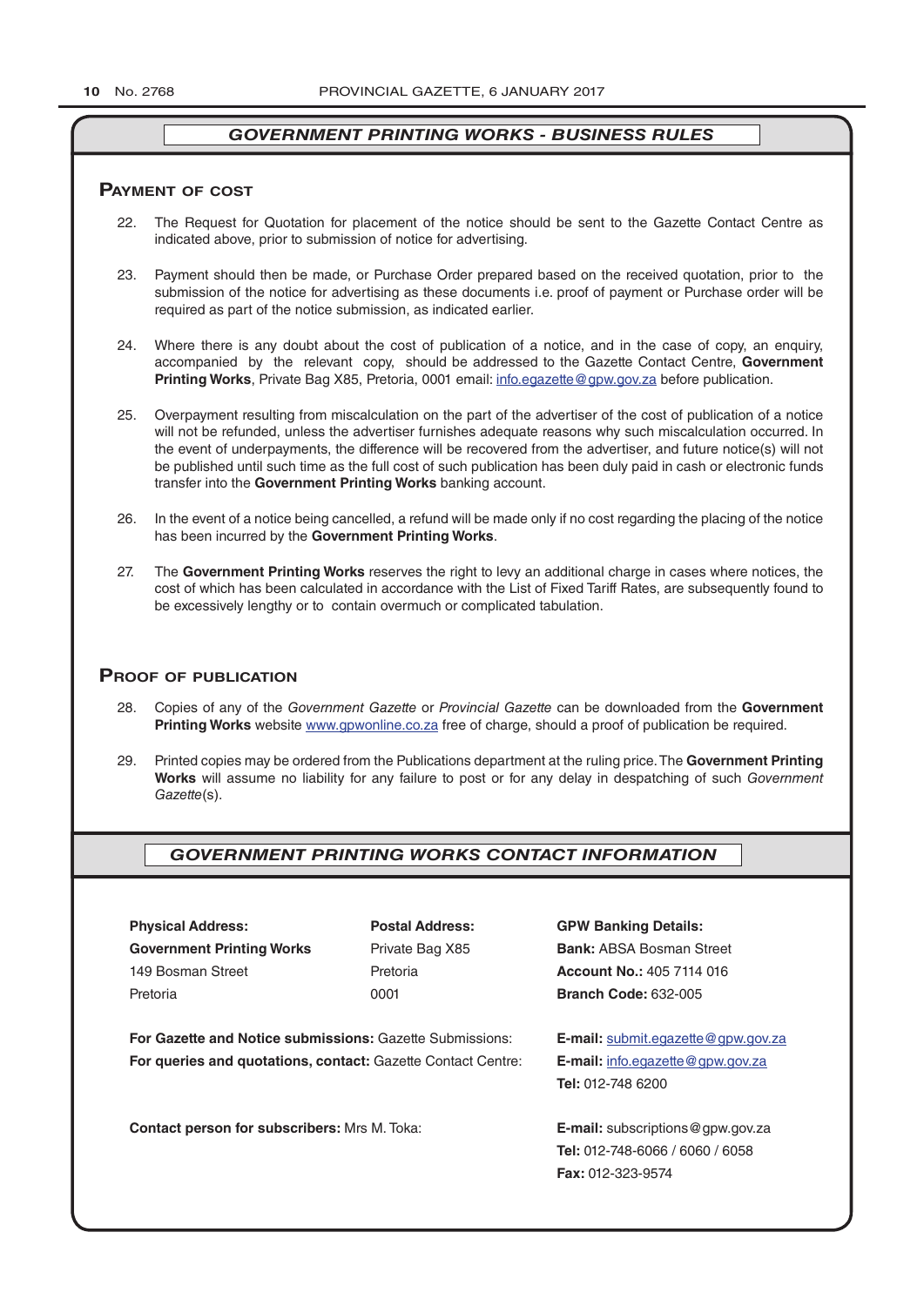## *GOVERNMENT PRINTING WORKS - BUSINESS RULES*

### Payment of cost

22. The Request for Quotation for placement of the notice should be sent to the Gazette Contact Centre as indicated above, prior to submission of notice for advertising.

23. Payment should then be made, or Purchase Order prepared based on the received quotation, prior to the submission of the notice for advertising as these documents i.e. proof of payment or Purchase order will be required as part of the notice submission, as indicated earlier.

24. Where there is any doubt about the cost of publication of a notice, and in the case of copy, an enquiry, accompanied by the relevant copy, should be addressed to the Gazette Contact Centre, **Government Printing Works**, Private Bag X85, Pretoria, 0001 email: info.egazette@gpw.gov.za before publication.

25. Overpayment resulting from miscalculation on the part of the advertiser of the cost of publication of a notice will not be refunded, unless the advertiser furnishes adequate reasons why such miscalculation occurred. In the event of underpayments, the difference will be recovered from the advertiser, and future notice(s) will not be published until such time as the full cost of such publication has been duly paid in cash or electronic funds transfer into the **Government Printing Works** banking account.

26. In the event of a notice being cancelled, a refund will be made only if no cost regarding the placing of the notice has been incurred by the **Government Printing Works**.

27. The **Government Printing Works** reserves the right to levy an additional charge in cases where notices, the cost of which has been calculated in accordance with the List of Fixed Tariff Rates, are subsequently found to be excessively lengthy or to contain overmuch or complicated tabulation.

### Proof of publication

28. Copies of any of the *Government Gazette* or *Provincial Gazette* can be downloaded from the **Government Printing Works** website www.gpwonline.co.za free of charge, should a proof of publication be required.

29. Printed copies may be ordered from the Publications department at the ruling price. The **Government Printing Works** will assume no liability for any failure to post or for any delay in despatching of such *Government Gazette*(s).

## *GOVERNMENT PRINTING WORKS CONTACT INFORMATION*

**Physical Address:**
**Government Printing Works**
149 Bosman Street
Pretoria

**Postal Address:**
Private Bag X85
Pretoria
0001

**GPW Banking Details:**
**Bank:** ABSA Bosman Street
**Account No.:** 405 7114 016
**Branch Code:** 632-005

**For Gazette and Notice submissions:** Gazette Submissions: **E-mail:** submit.egazette@gpw.gov.za

**For queries and quotations, contact:** Gazette Contact Centre: **E-mail:** info.egazette@gpw.gov.za
**Tel:** 012-748 6200

**Contact person for subscribers:** Mrs M. Toka: **E-mail:** subscriptions@gpw.gov.za
**Tel:** 012-748-6066 / 6060 / 6058
**Fax:** 012-323-9574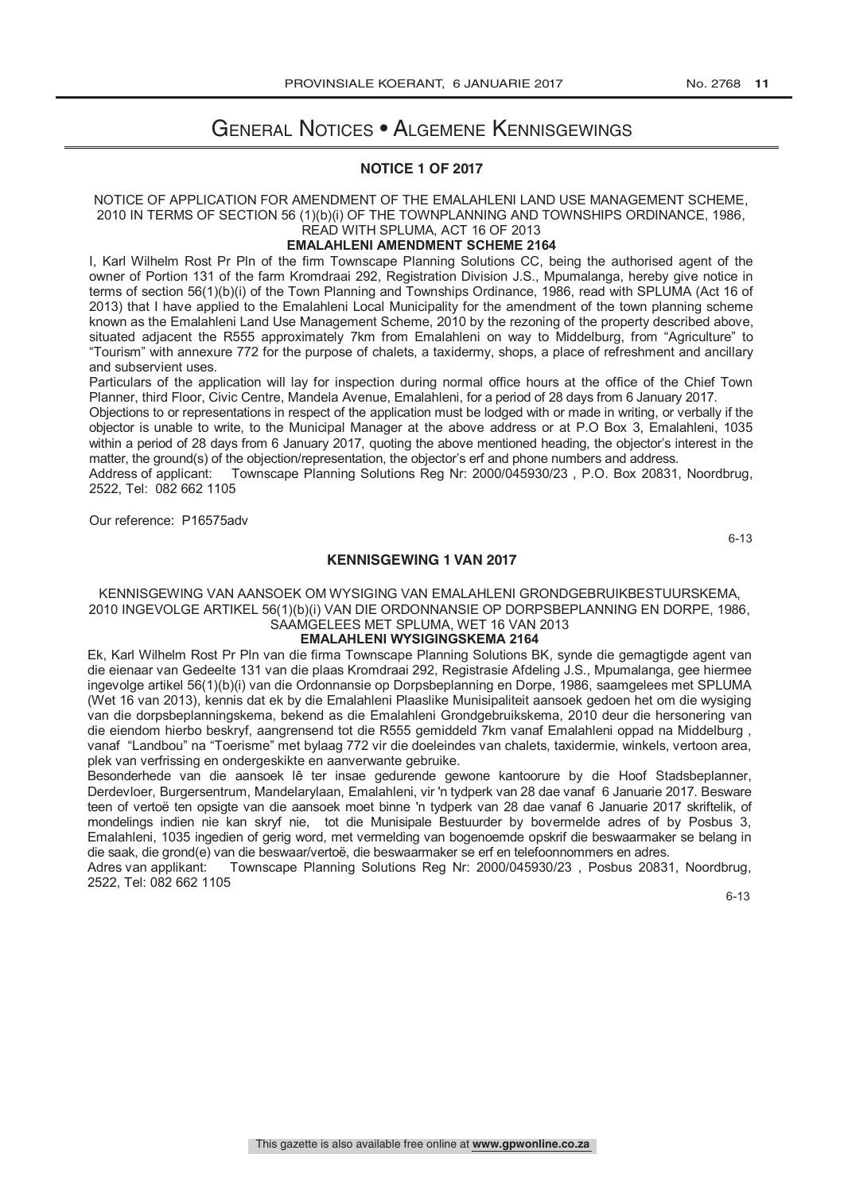# General Notices • Algemene Kennisgewings

## NOTICE 1 OF 2017

NOTICE OF APPLICATION FOR AMENDMENT OF THE EMALAHLENI LAND USE MANAGEMENT SCHEME, 2010 IN TERMS OF SECTION 56 (1)(b)(i) OF THE TOWNPLANNING AND TOWNSHIPS ORDINANCE, 1986, READ WITH SPLUMA, ACT 16 OF 2013

**EMALAHLENI AMENDMENT SCHEME 2164**

I, Karl Wilhelm Rost Pr Pln of the firm Townscape Planning Solutions CC, being the authorised agent of the owner of Portion 131 of the farm Kromdraai 292, Registration Division J.S., Mpumalanga, hereby give notice in terms of section 56(1)(b)(i) of the Town Planning and Townships Ordinance, 1986, read with SPLUMA (Act 16 of 2013) that I have applied to the Emalahleni Local Municipality for the amendment of the town planning scheme known as the Emalahleni Land Use Management Scheme, 2010 by the rezoning of the property described above, situated adjacent the R555 approximately 7km from Emalahleni on way to Middelburg, from "Agriculture" to "Tourism" with annexure 772 for the purpose of chalets, a taxidermy, shops, a place of refreshment and ancillary and subservient uses.

Particulars of the application will lay for inspection during normal office hours at the office of the Chief Town Planner, third Floor, Civic Centre, Mandela Avenue, Emalahleni, for a period of 28 days from 6 January 2017.

Objections to or representations in respect of the application must be lodged with or made in writing, or verbally if the objector is unable to write, to the Municipal Manager at the above address or at P.O Box 3, Emalahleni, 1035 within a period of 28 days from 6 January 2017, quoting the above mentioned heading, the objector's interest in the matter, the ground(s) of the objection/representation, the objector's erf and phone numbers and address.

Address of applicant: Townscape Planning Solutions Reg Nr: 2000/045930/23 , P.O. Box 20831, Noordbrug, 2522, Tel: 082 662 1105

Our reference: P16575adv

6-13

## KENNISGEWING 1 VAN 2017

KENNISGEWING VAN AANSOEK OM WYSIGING VAN EMALAHLENI GRONDGEBRUIKBESTUURSKEMA, 2010 INGEVOLGE ARTIKEL 56(1)(b)(i) VAN DIE ORDONNANSIE OP DORPSBEPLANNING EN DORPE, 1986, SAAMGELEES MET SPLUMA, WET 16 VAN 2013

**EMALAHLENI WYSIGINGSKEMA 2164**

Ek, Karl Wilhelm Rost Pr Pln van die firma Townscape Planning Solutions BK, synde die gemagtigde agent van die eienaar van Gedeelte 131 van die plaas Kromdraai 292, Registrasie Afdeling J.S., Mpumalanga, gee hiermee ingevolge artikel 56(1)(b)(i) van die Ordonnansie op Dorpsbeplanning en Dorpe, 1986, saamgelees met SPLUMA (Wet 16 van 2013), kennis dat ek by die Emalahleni Plaaslike Munisipaliteit aansoek gedoen het om die wysiging van die dorpsbeplanningskema, bekend as die Emalahleni Grondgebruikskema, 2010 deur die hersonering van die eiendom hierbo beskryf, aangrensend tot die R555 gemiddeld 7km vanaf Emalahleni oppad na Middelburg , vanaf "Landbou" na "Toerisme" met bylaag 772 vir die doeleindes van chalets, taxidermie, winkels, vertoon area, plek van verfrissing en ondergeskikte en aanverwante gebruike.

Besonderhede van die aansoek lê ter insae gedurende gewone kantoorure by die Hoof Stadsbeplanner, Derdevloer, Burgersentrum, Mandelarylaan, Emalahleni, vir 'n tydperk van 28 dae vanaf 6 Januarie 2017. Besware teen of vertoë ten opsigte van die aansoek moet binne 'n tydperk van 28 dae vanaf 6 Januarie 2017 skriftelik, of mondelings indien nie kan skryf nie, tot die Munisipale Bestuurder by bovermelde adres of by Posbus 3, Emalahleni, 1035 ingedien of gerig word, met vermelding van bogenoemde opskrif die beswaarmaker se belang in die saak, die grond(e) van die beswaar/vertoë, die beswaarmaker se erf en telefoonnommers en adres.

Adres van applikant: Townscape Planning Solutions Reg Nr: 2000/045930/23 , Posbus 20831, Noordbrug, 2522, Tel: 082 662 1105

6-13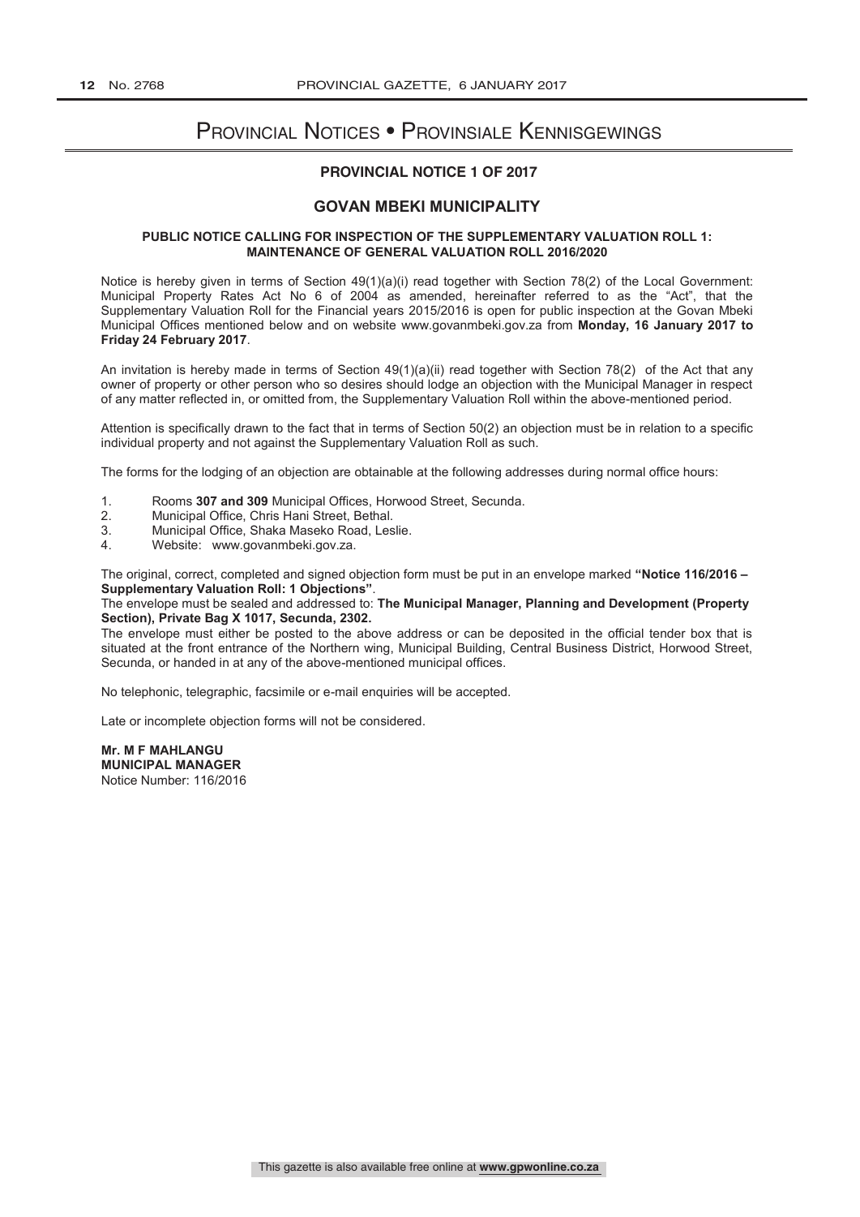# Provincial Notices • Provinsiale Kennisgewings

## PROVINCIAL NOTICE 1 OF 2017

## GOVAN MBEKI MUNICIPALITY

### PUBLIC NOTICE CALLING FOR INSPECTION OF THE SUPPLEMENTARY VALUATION ROLL 1: MAINTENANCE OF GENERAL VALUATION ROLL 2016/2020

Notice is hereby given in terms of Section 49(1)(a)(i) read together with Section 78(2) of the Local Government: Municipal Property Rates Act No 6 of 2004 as amended, hereinafter referred to as the "Act", that the Supplementary Valuation Roll for the Financial years 2015/2016 is open for public inspection at the Govan Mbeki Municipal Offices mentioned below and on website www.govanmbeki.gov.za from **Monday, 16 January 2017 to Friday 24 February 2017**.

An invitation is hereby made in terms of Section 49(1)(a)(ii) read together with Section 78(2) of the Act that any owner of property or other person who so desires should lodge an objection with the Municipal Manager in respect of any matter reflected in, or omitted from, the Supplementary Valuation Roll within the above-mentioned period.

Attention is specifically drawn to the fact that in terms of Section 50(2) an objection must be in relation to a specific individual property and not against the Supplementary Valuation Roll as such.

The forms for the lodging of an objection are obtainable at the following addresses during normal office hours:

1. Rooms **307 and 309** Municipal Offices, Horwood Street, Secunda.
2. Municipal Office, Chris Hani Street, Bethal.
3. Municipal Office, Shaka Maseko Road, Leslie.
4. Website: www.govanmbeki.gov.za.

The original, correct, completed and signed objection form must be put in an envelope marked **"Notice 116/2016 – Supplementary Valuation Roll: 1 Objections"**.

The envelope must be sealed and addressed to: **The Municipal Manager, Planning and Development (Property Section), Private Bag X 1017, Secunda, 2302.**

The envelope must either be posted to the above address or can be deposited in the official tender box that is situated at the front entrance of the Northern wing, Municipal Building, Central Business District, Horwood Street, Secunda, or handed in at any of the above-mentioned municipal offices.

No telephonic, telegraphic, facsimile or e-mail enquiries will be accepted.

Late or incomplete objection forms will not be considered.

**Mr. M F MAHLANGU**
**MUNICIPAL MANAGER**
Notice Number: 116/2016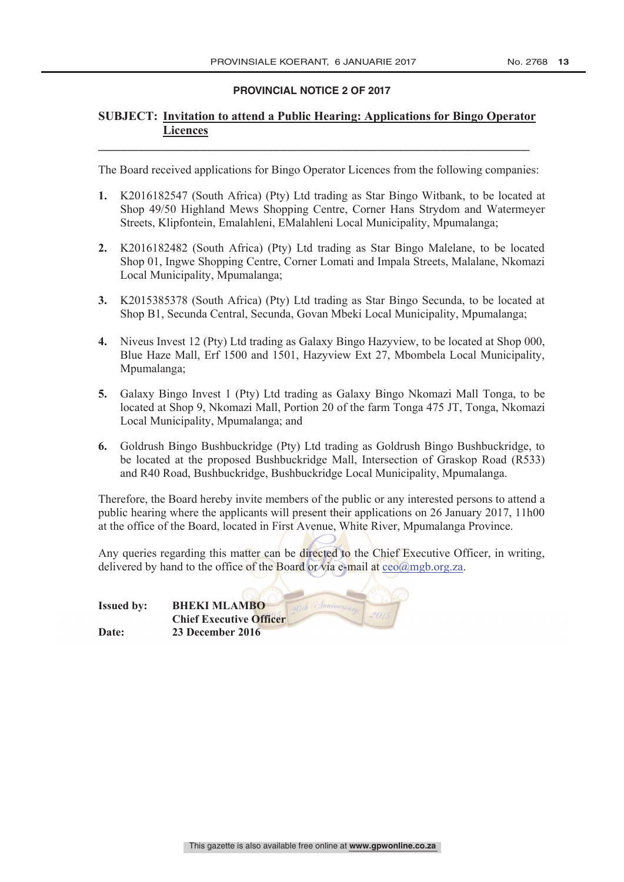## PROVINCIAL NOTICE 2 OF 2017

**SUBJECT: Invitation to attend a Public Hearing: Applications for Bingo Operator Licences**

The Board received applications for Bingo Operator Licences from the following companies:

1. K2016182547 (South Africa) (Pty) Ltd trading as Star Bingo Witbank, to be located at Shop 49/50 Highland Mews Shopping Centre, Corner Hans Strydom and Watermeyer Streets, Klipfontein, Emalahleni, EMalahleni Local Municipality, Mpumalanga;

2. K2016182482 (South Africa) (Pty) Ltd trading as Star Bingo Malelane, to be located Shop 01, Ingwe Shopping Centre, Corner Lomati and Impala Streets, Malalane, Nkomazi Local Municipality, Mpumalanga;

3. K2015385378 (South Africa) (Pty) Ltd trading as Star Bingo Secunda, to be located at Shop B1, Secunda Central, Secunda, Govan Mbeki Local Municipality, Mpumalanga;

4. Niveus Invest 12 (Pty) Ltd trading as Galaxy Bingo Hazyview, to be located at Shop 000, Blue Haze Mall, Erf 1500 and 1501, Hazyview Ext 27, Mbombela Local Municipality, Mpumalanga;

5. Galaxy Bingo Invest 1 (Pty) Ltd trading as Galaxy Bingo Nkomazi Mall Tonga, to be located at Shop 9, Nkomazi Mall, Portion 20 of the farm Tonga 475 JT, Tonga, Nkomazi Local Municipality, Mpumalanga; and

6. Goldrush Bingo Bushbuckridge (Pty) Ltd trading as Goldrush Bingo Bushbuckridge, to be located at the proposed Bushbuckridge Mall, Intersection of Graskop Road (R533) and R40 Road, Bushbuckridge, Bushbuckridge Local Municipality, Mpumalanga.

Therefore, the Board hereby invite members of the public or any interested persons to attend a public hearing where the applicants will present their applications on 26 January 2017, 11h00 at the office of the Board, located in First Avenue, White River, Mpumalanga Province.

Any queries regarding this matter can be directed to the Chief Executive Officer, in writing, delivered by hand to the office of the Board or via e-mail at ceo@mgb.org.za.

**Issued by:** **BHEKI MLAMBO**
**Chief Executive Officer**
**Date:** **23 December 2016**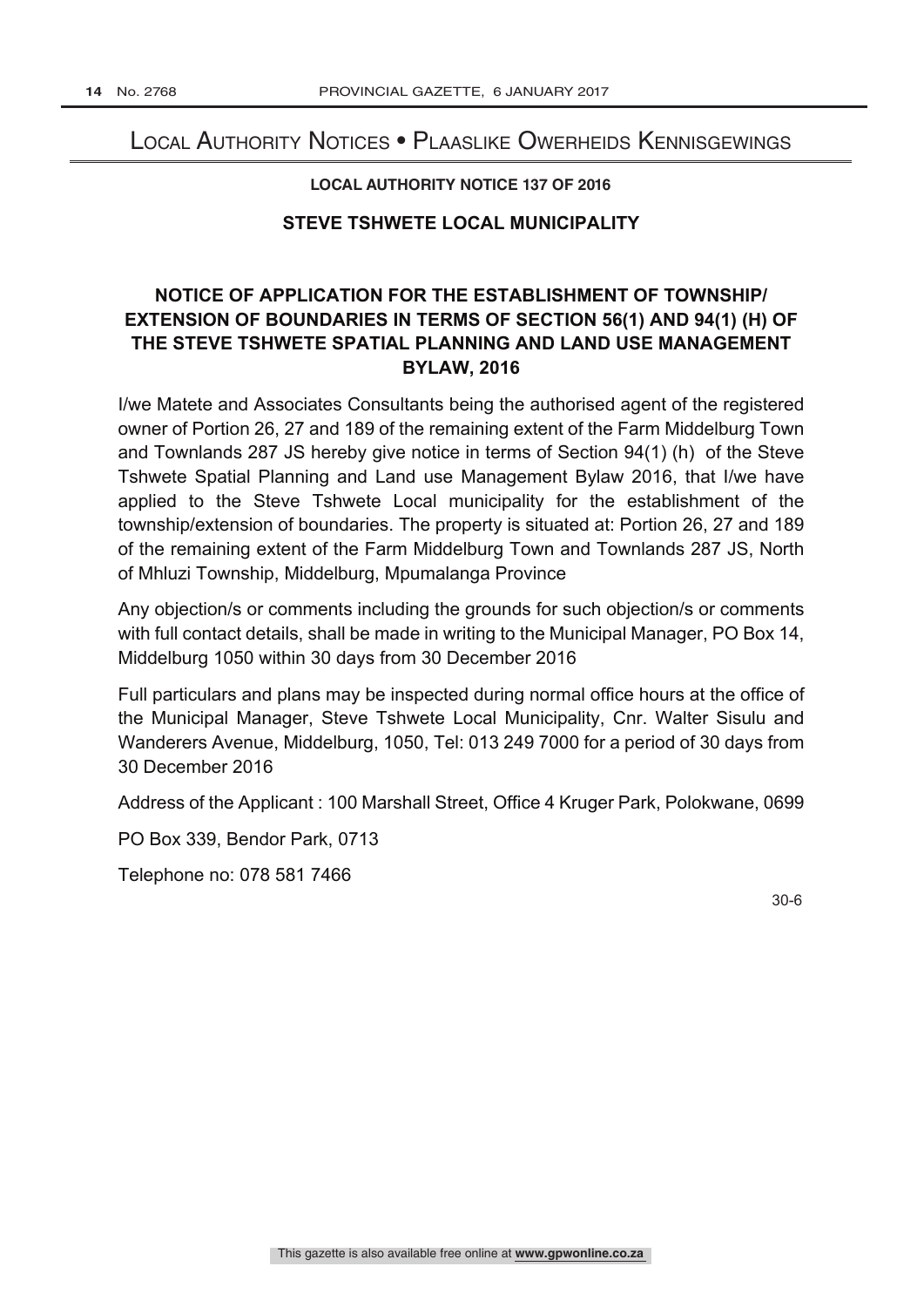# Local Authority Notices • Plaaslike Owerheids Kennisgewings

**LOCAL AUTHORITY NOTICE 137 OF 2016**

## STEVE TSHWETE LOCAL MUNICIPALITY

## NOTICE OF APPLICATION FOR THE ESTABLISHMENT OF TOWNSHIP/ EXTENSION OF BOUNDARIES IN TERMS OF SECTION 56(1) AND 94(1) (H) OF THE STEVE TSHWETE SPATIAL PLANNING AND LAND USE MANAGEMENT BYLAW, 2016

I/we Matete and Associates Consultants being the authorised agent of the registered owner of Portion 26, 27 and 189 of the remaining extent of the Farm Middelburg Town and Townlands 287 JS hereby give notice in terms of Section 94(1) (h) of the Steve Tshwete Spatial Planning and Land use Management Bylaw 2016, that I/we have applied to the Steve Tshwete Local municipality for the establishment of the township/extension of boundaries. The property is situated at: Portion 26, 27 and 189 of the remaining extent of the Farm Middelburg Town and Townlands 287 JS, North of Mhluzi Township, Middelburg, Mpumalanga Province

Any objection/s or comments including the grounds for such objection/s or comments with full contact details, shall be made in writing to the Municipal Manager, PO Box 14, Middelburg 1050 within 30 days from 30 December 2016

Full particulars and plans may be inspected during normal office hours at the office of the Municipal Manager, Steve Tshwete Local Municipality, Cnr. Walter Sisulu and Wanderers Avenue, Middelburg, 1050, Tel: 013 249 7000 for a period of 30 days from 30 December 2016

Address of the Applicant : 100 Marshall Street, Office 4 Kruger Park, Polokwane, 0699

PO Box 339, Bendor Park, 0713

Telephone no: 078 581 7466

30-6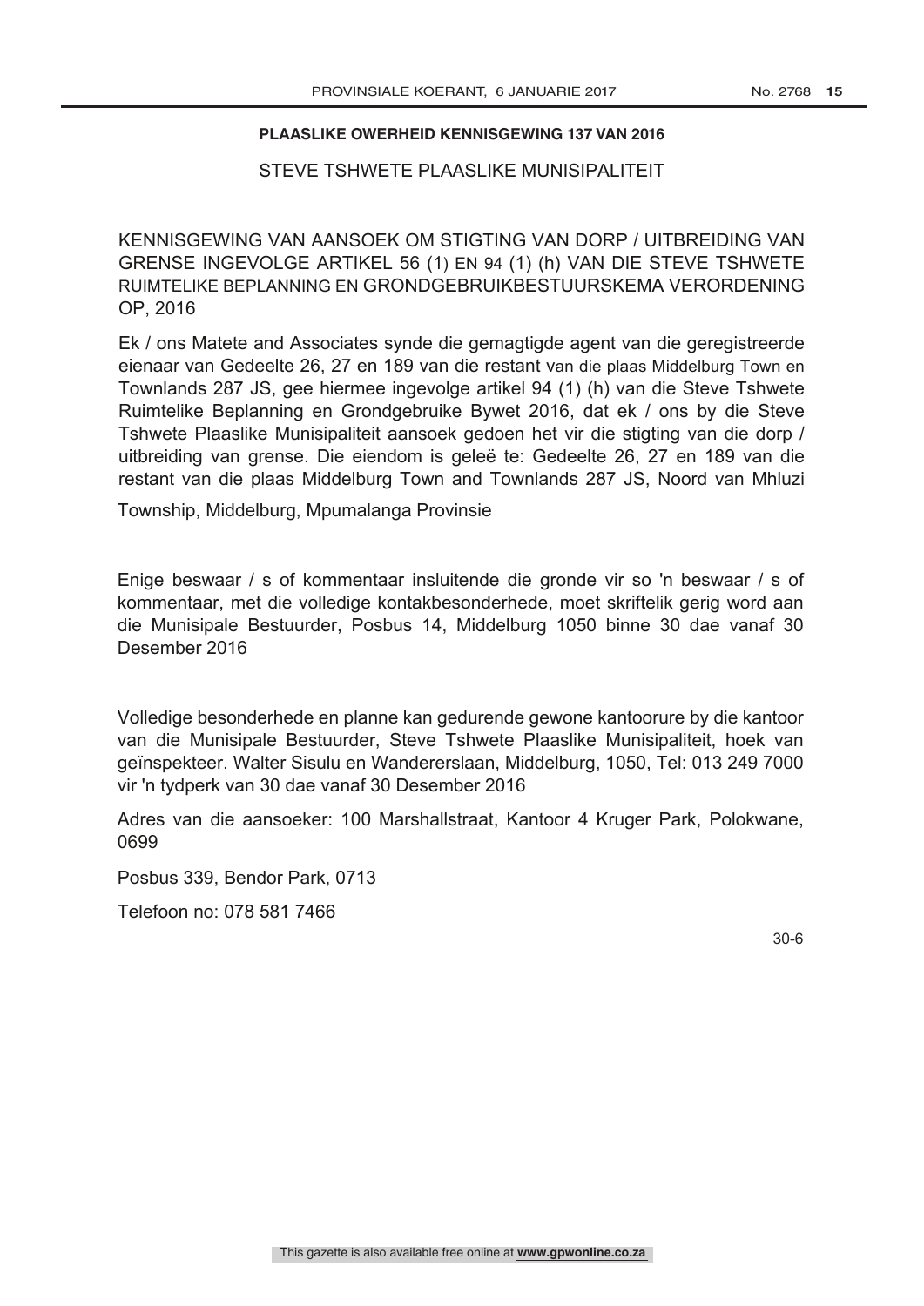**PLAASLIKE OWERHEID KENNISGEWING 137 VAN 2016**

STEVE TSHWETE PLAASLIKE MUNISIPALITEIT

KENNISGEWING VAN AANSOEK OM STIGTING VAN DORP / UITBREIDING VAN GRENSE INGEVOLGE ARTIKEL 56 (1) EN 94 (1) (h) VAN DIE STEVE TSHWETE RUIMTELIKE BEPLANNING EN GRONDGEBRUIKBESTUURSKEMA VERORDENING OP, 2016

Ek / ons Matete and Associates synde die gemagtigde agent van die geregistreerde eienaar van Gedeelte 26, 27 en 189 van die restant van die plaas Middelburg Town en Townlands 287 JS, gee hiermee ingevolge artikel 94 (1) (h) van die Steve Tshwete Ruimtelike Beplanning en Grondgebruike Bywet 2016, dat ek / ons by die Steve Tshwete Plaaslike Munisipaliteit aansoek gedoen het vir die stigting van die dorp / uitbreiding van grense. Die eiendom is geleë te: Gedeelte 26, 27 en 189 van die restant van die plaas Middelburg Town and Townlands 287 JS, Noord van Mhluzi Township, Middelburg, Mpumalanga Provinsie

Enige beswaar / s of kommentaar insluitende die gronde vir so 'n beswaar / s of kommentaar, met die volledige kontakbesonderhede, moet skriftelik gerig word aan die Munisipale Bestuurder, Posbus 14, Middelburg 1050 binne 30 dae vanaf 30 Desember 2016

Volledige besonderhede en planne kan gedurende gewone kantoorure by die kantoor van die Munisipale Bestuurder, Steve Tshwete Plaaslike Munisipaliteit, hoek van geïnspekteer. Walter Sisulu en Wandererslaan, Middelburg, 1050, Tel: 013 249 7000 vir 'n tydperk van 30 dae vanaf 30 Desember 2016

Adres van die aansoeker: 100 Marshallstraat, Kantoor 4 Kruger Park, Polokwane, 0699

Posbus 339, Bendor Park, 0713

Telefoon no: 078 581 7466

30-6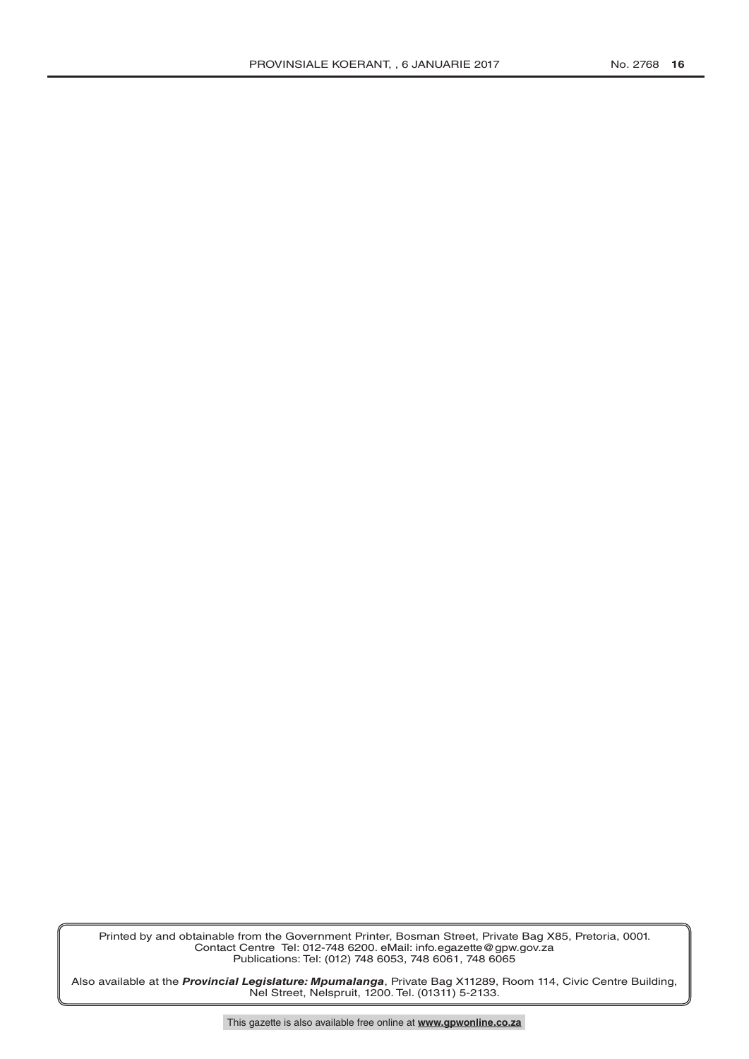Printed by and obtainable from the Government Printer, Bosman Street, Private Bag X85, Pretoria, 0001.
Contact Centre Tel: 012-748 6200. eMail: info.egazette@gpw.gov.za
Publications: Tel: (012) 748 6053, 748 6061, 748 6065

Also available at the ***Provincial Legislature: Mpumalanga***, Private Bag X11289, Room 114, Civic Centre Building, Nel Street, Nelspruit, 1200. Tel. (01311) 5-2133.

This gazette is also available free online at **www.gpwonline.co.za**